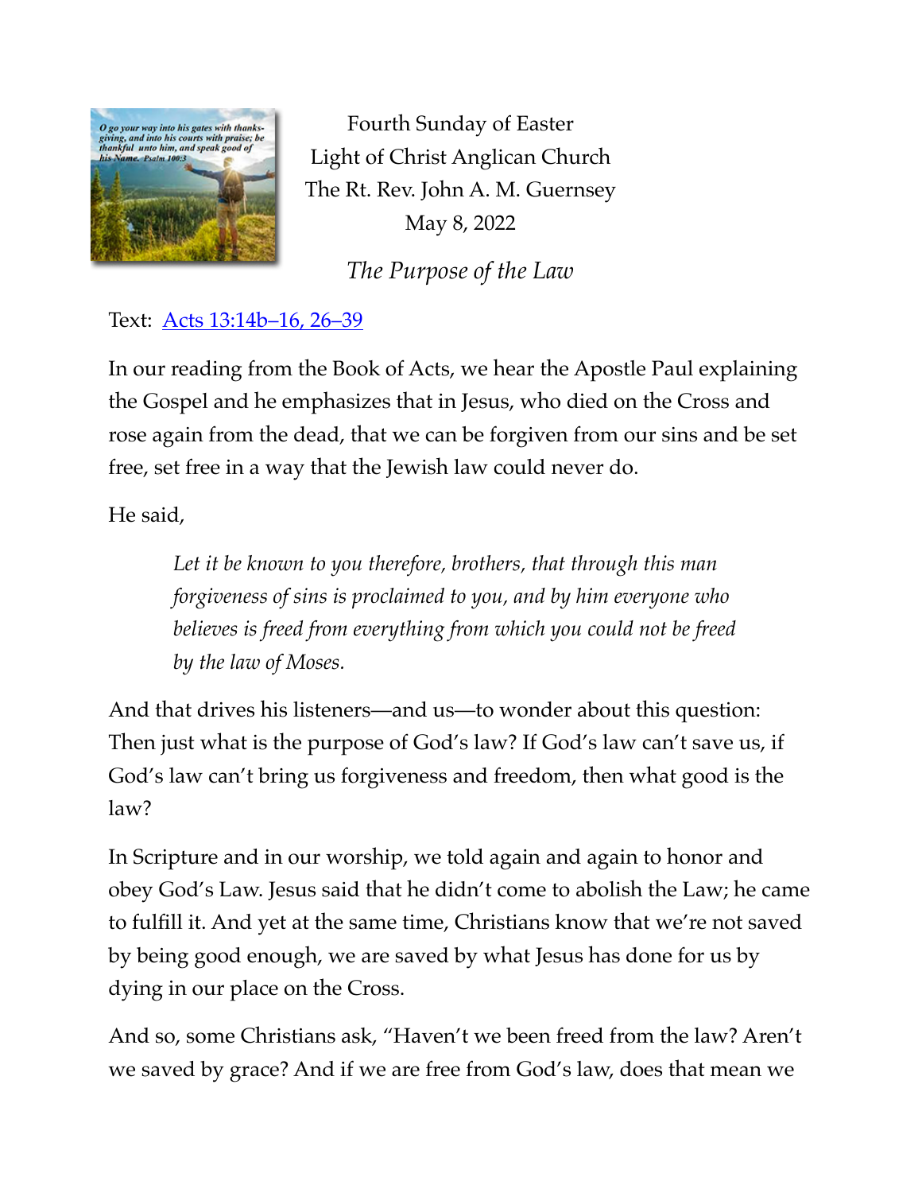Fourth Sunday of Easter
Light of Christ Anglican Church
The Rt. Rev. John A. M. Guernsey
May 8, 2022

# *The Purpose of the Law*

Text: [Acts 13:14b–16, 26–39]

In our reading from the Book of Acts, we hear the Apostle Paul explaining the Gospel and he emphasizes that in Jesus, who died on the Cross and rose again from the dead, that we can be forgiven from our sins and be set free, set free in a way that the Jewish law could never do.

He said,

> *Let it be known to you therefore, brothers, that through this man forgiveness of sins is proclaimed to you, and by him everyone who believes is freed from everything from which you could not be freed by the law of Moses.*

And that drives his listeners—and us—to wonder about this question: Then just what is the purpose of God's law? If God's law can't save us, if God's law can't bring us forgiveness and freedom, then what good is the law?

In Scripture and in our worship, we told again and again to honor and obey God's Law. Jesus said that he didn't come to abolish the Law; he came to fulfill it. And yet at the same time, Christians know that we're not saved by being good enough, we are saved by what Jesus has done for us by dying in our place on the Cross.

And so, some Christians ask, "Haven't we been freed from the law? Aren't we saved by grace? And if we are free from God's law, does that mean we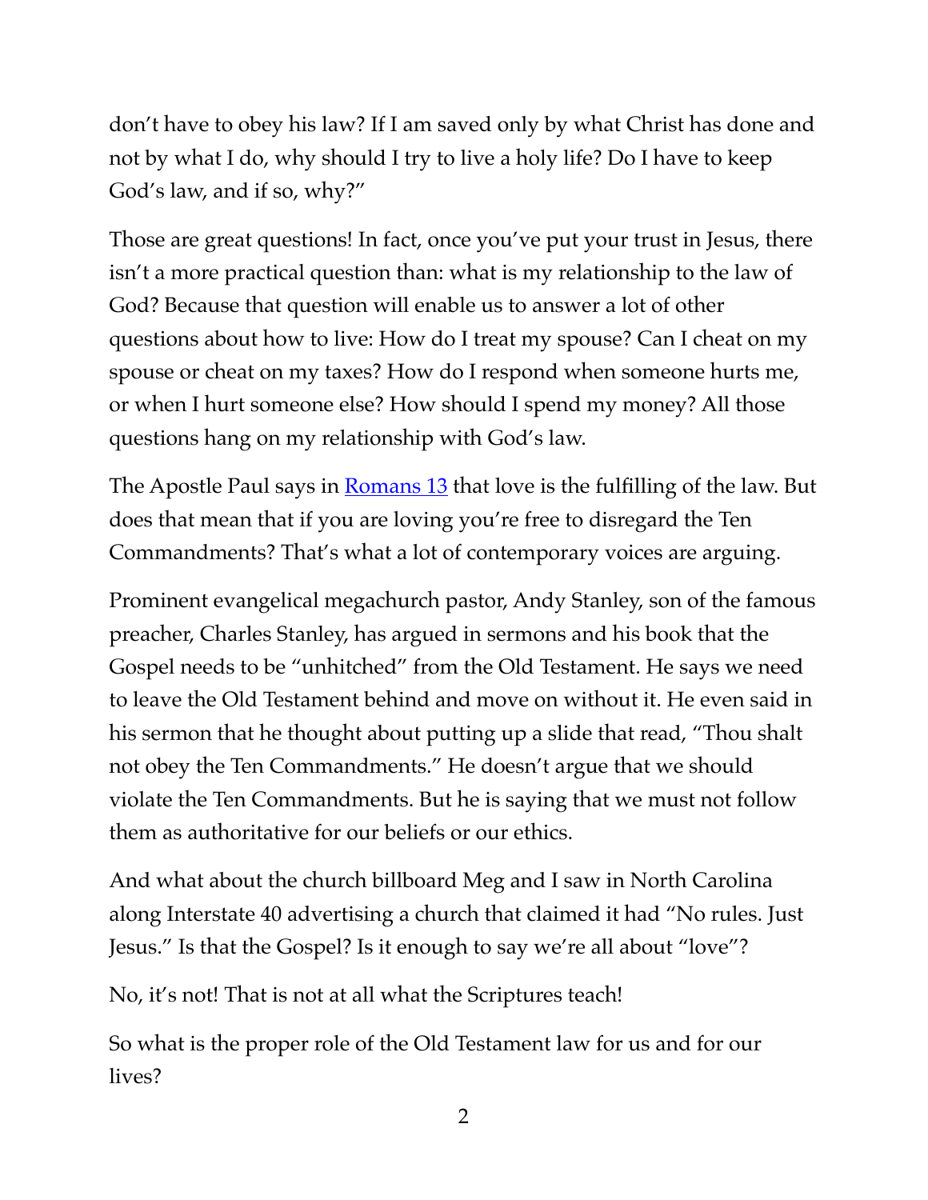don't have to obey his law? If I am saved only by what Christ has done and not by what I do, why should I try to live a holy life? Do I have to keep God's law, and if so, why?"

Those are great questions! In fact, once you've put your trust in Jesus, there isn't a more practical question than: what is my relationship to the law of God? Because that question will enable us to answer a lot of other questions about how to live: How do I treat my spouse? Can I cheat on my spouse or cheat on my taxes? How do I respond when someone hurts me, or when I hurt someone else? How should I spend my money? All those questions hang on my relationship with God's law.

The Apostle Paul says in [Romans 13] that love is the fulfilling of the law. But does that mean that if you are loving you're free to disregard the Ten Commandments? That's what a lot of contemporary voices are arguing.

Prominent evangelical megachurch pastor, Andy Stanley, son of the famous preacher, Charles Stanley, has argued in sermons and his book that the Gospel needs to be "unhitched" from the Old Testament. He says we need to leave the Old Testament behind and move on without it. He even said in his sermon that he thought about putting up a slide that read, "Thou shalt not obey the Ten Commandments." He doesn't argue that we should violate the Ten Commandments. But he is saying that we must not follow them as authoritative for our beliefs or our ethics.

And what about the church billboard Meg and I saw in North Carolina along Interstate 40 advertising a church that claimed it had "No rules. Just Jesus." Is that the Gospel? Is it enough to say we're all about "love"?

No, it's not! That is not at all what the Scriptures teach!

So what is the proper role of the Old Testament law for us and for our lives?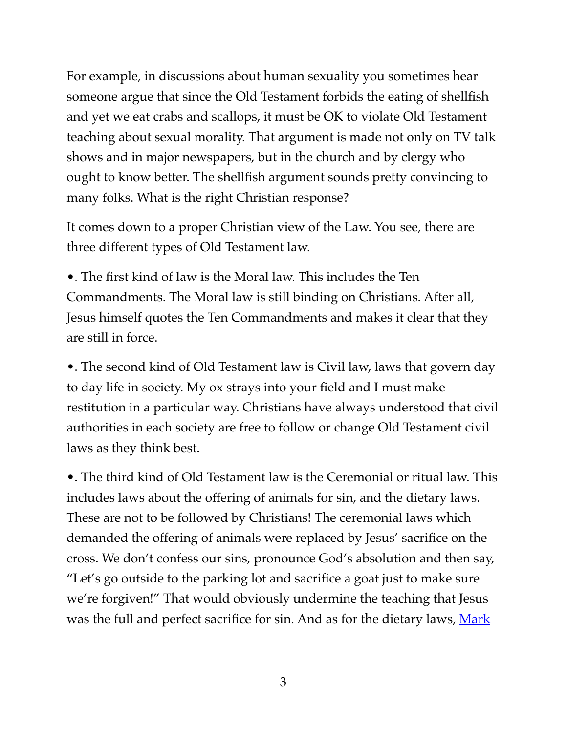For example, in discussions about human sexuality you sometimes hear someone argue that since the Old Testament forbids the eating of shellfish and yet we eat crabs and scallops, it must be OK to violate Old Testament teaching about sexual morality. That argument is made not only on TV talk shows and in major newspapers, but in the church and by clergy who ought to know better. The shellfish argument sounds pretty convincing to many folks. What is the right Christian response?

It comes down to a proper Christian view of the Law. You see, there are three different types of Old Testament law.

•. The first kind of law is the Moral law. This includes the Ten Commandments. The Moral law is still binding on Christians. After all, Jesus himself quotes the Ten Commandments and makes it clear that they are still in force.

•. The second kind of Old Testament law is Civil law, laws that govern day to day life in society. My ox strays into your field and I must make restitution in a particular way. Christians have always understood that civil authorities in each society are free to follow or change Old Testament civil laws as they think best.

•. The third kind of Old Testament law is the Ceremonial or ritual law. This includes laws about the offering of animals for sin, and the dietary laws. These are not to be followed by Christians! The ceremonial laws which demanded the offering of animals were replaced by Jesus' sacrifice on the cross. We don't confess our sins, pronounce God's absolution and then say, "Let's go outside to the parking lot and sacrifice a goat just to make sure we're forgiven!" That would obviously undermine the teaching that Jesus was the full and perfect sacrifice for sin. And as for the dietary laws, Mark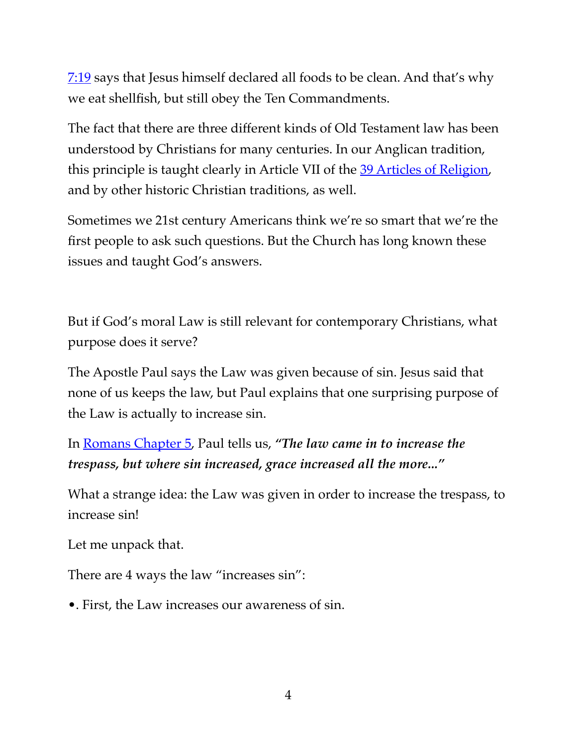7:19 says that Jesus himself declared all foods to be clean. And that's why we eat shellfish, but still obey the Ten Commandments.

The fact that there are three different kinds of Old Testament law has been understood by Christians for many centuries. In our Anglican tradition, this principle is taught clearly in Article VII of the 39 Articles of Religion, and by other historic Christian traditions, as well.

Sometimes we 21st century Americans think we're so smart that we're the first people to ask such questions. But the Church has long known these issues and taught God's answers.

But if God's moral Law is still relevant for contemporary Christians, what purpose does it serve?

The Apostle Paul says the Law was given because of sin. Jesus said that none of us keeps the law, but Paul explains that one surprising purpose of the Law is actually to increase sin.

In Romans Chapter 5, Paul tells us, ***"The law came in to increase the trespass, but where sin increased, grace increased all the more..."***

What a strange idea: the Law was given in order to increase the trespass, to increase sin!

Let me unpack that.

There are 4 ways the law "increases sin":

- . First, the Law increases our awareness of sin.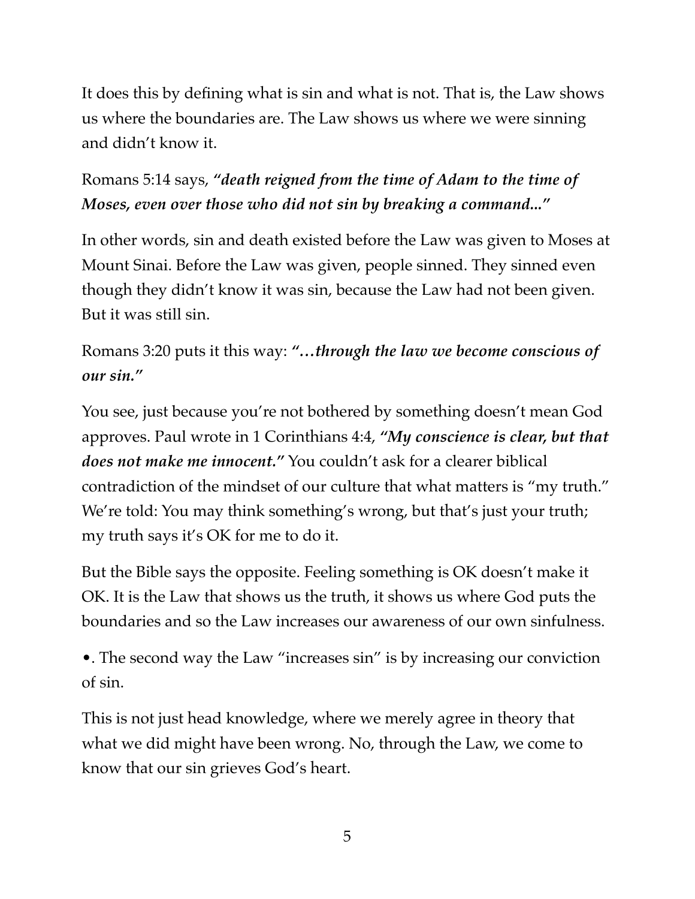It does this by defining what is sin and what is not. That is, the Law shows us where the boundaries are. The Law shows us where we were sinning and didn't know it.

Romans 5:14 says, ***"death reigned from the time of Adam to the time of Moses, even over those who did not sin by breaking a command..."***

In other words, sin and death existed before the Law was given to Moses at Mount Sinai. Before the Law was given, people sinned. They sinned even though they didn't know it was sin, because the Law had not been given. But it was still sin.

Romans 3:20 puts it this way: ***"…through the law we become conscious of our sin."***

You see, just because you're not bothered by something doesn't mean God approves. Paul wrote in 1 Corinthians 4:4, ***"My conscience is clear, but that does not make me innocent."*** You couldn't ask for a clearer biblical contradiction of the mindset of our culture that what matters is "my truth." We're told: You may think something's wrong, but that's just your truth; my truth says it's OK for me to do it.

But the Bible says the opposite. Feeling something is OK doesn't make it OK. It is the Law that shows us the truth, it shows us where God puts the boundaries and so the Law increases our awareness of our own sinfulness.

•. The second way the Law "increases sin" is by increasing our conviction of sin.

This is not just head knowledge, where we merely agree in theory that what we did might have been wrong. No, through the Law, we come to know that our sin grieves God's heart.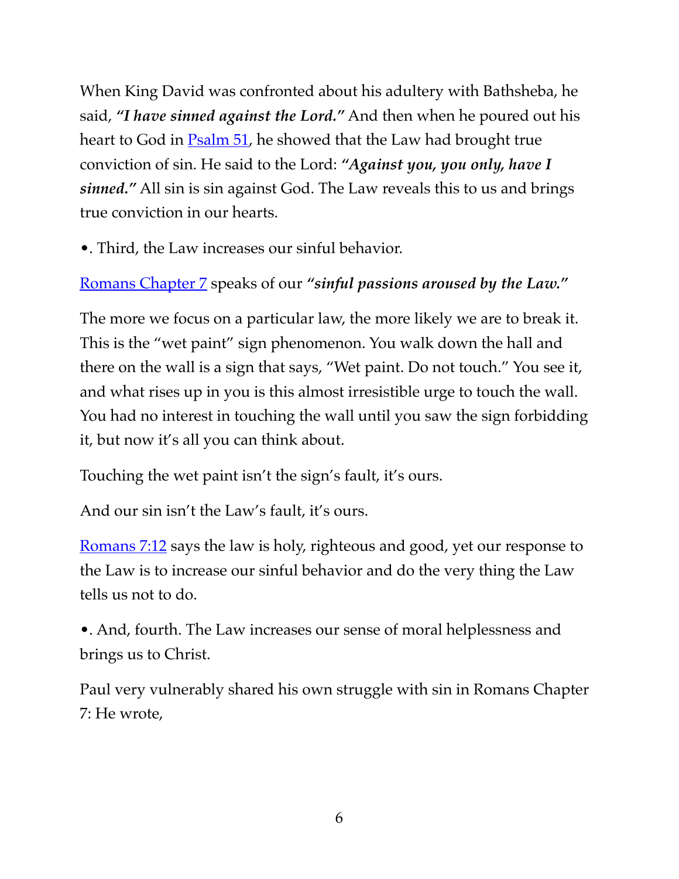When King David was confronted about his adultery with Bathsheba, he said, ***"I have sinned against the Lord."*** And then when he poured out his heart to God in [Psalm 51](), he showed that the Law had brought true conviction of sin. He said to the Lord: ***"Against you, you only, have I sinned."*** All sin is sin against God. The Law reveals this to us and brings true conviction in our hearts.

•. Third, the Law increases our sinful behavior.

[Romans Chapter 7]() speaks of our ***"sinful passions aroused by the Law."***

The more we focus on a particular law, the more likely we are to break it. This is the "wet paint" sign phenomenon. You walk down the hall and there on the wall is a sign that says, "Wet paint. Do not touch." You see it, and what rises up in you is this almost irresistible urge to touch the wall. You had no interest in touching the wall until you saw the sign forbidding it, but now it's all you can think about.

Touching the wet paint isn't the sign's fault, it's ours.

And our sin isn't the Law's fault, it's ours.

[Romans 7:12]() says the law is holy, righteous and good, yet our response to the Law is to increase our sinful behavior and do the very thing the Law tells us not to do.

•. And, fourth. The Law increases our sense of moral helplessness and brings us to Christ.

Paul very vulnerably shared his own struggle with sin in Romans Chapter 7: He wrote,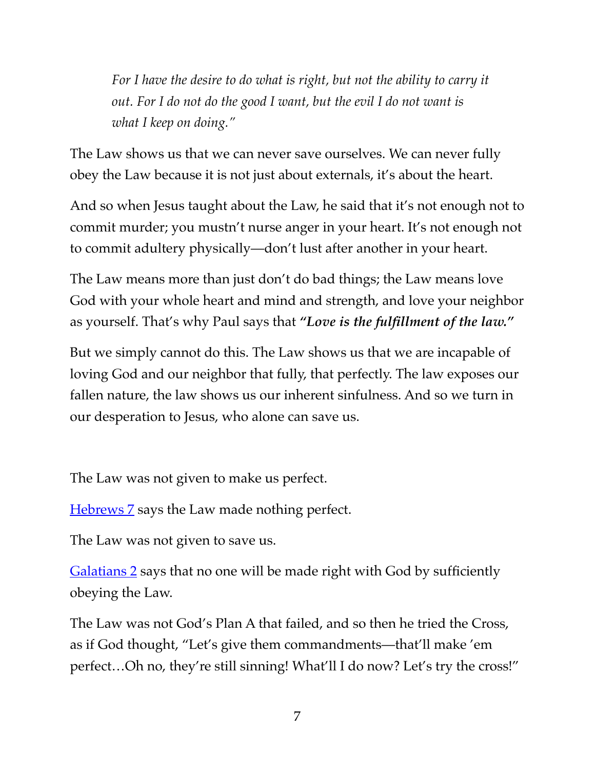> *For I have the desire to do what is right, but not the ability to carry it out. For I do not do the good I want, but the evil I do not want is what I keep on doing."*

The Law shows us that we can never save ourselves. We can never fully obey the Law because it is not just about externals, it's about the heart.

And so when Jesus taught about the Law, he said that it's not enough not to commit murder; you mustn't nurse anger in your heart. It's not enough not to commit adultery physically—don't lust after another in your heart.

The Law means more than just don't do bad things; the Law means love God with your whole heart and mind and strength, and love your neighbor as yourself. That's why Paul says that ***"Love is the fulfillment of the law."***

But we simply cannot do this. The Law shows us that we are incapable of loving God and our neighbor that fully, that perfectly. The law exposes our fallen nature, the law shows us our inherent sinfulness. And so we turn in our desperation to Jesus, who alone can save us.

The Law was not given to make us perfect.

Hebrews 7 says the Law made nothing perfect.

The Law was not given to save us.

Galatians 2 says that no one will be made right with God by sufficiently obeying the Law.

The Law was not God's Plan A that failed, and so then he tried the Cross, as if God thought, "Let's give them commandments—that'll make 'em perfect…Oh no, they're still sinning! What'll I do now? Let's try the cross!"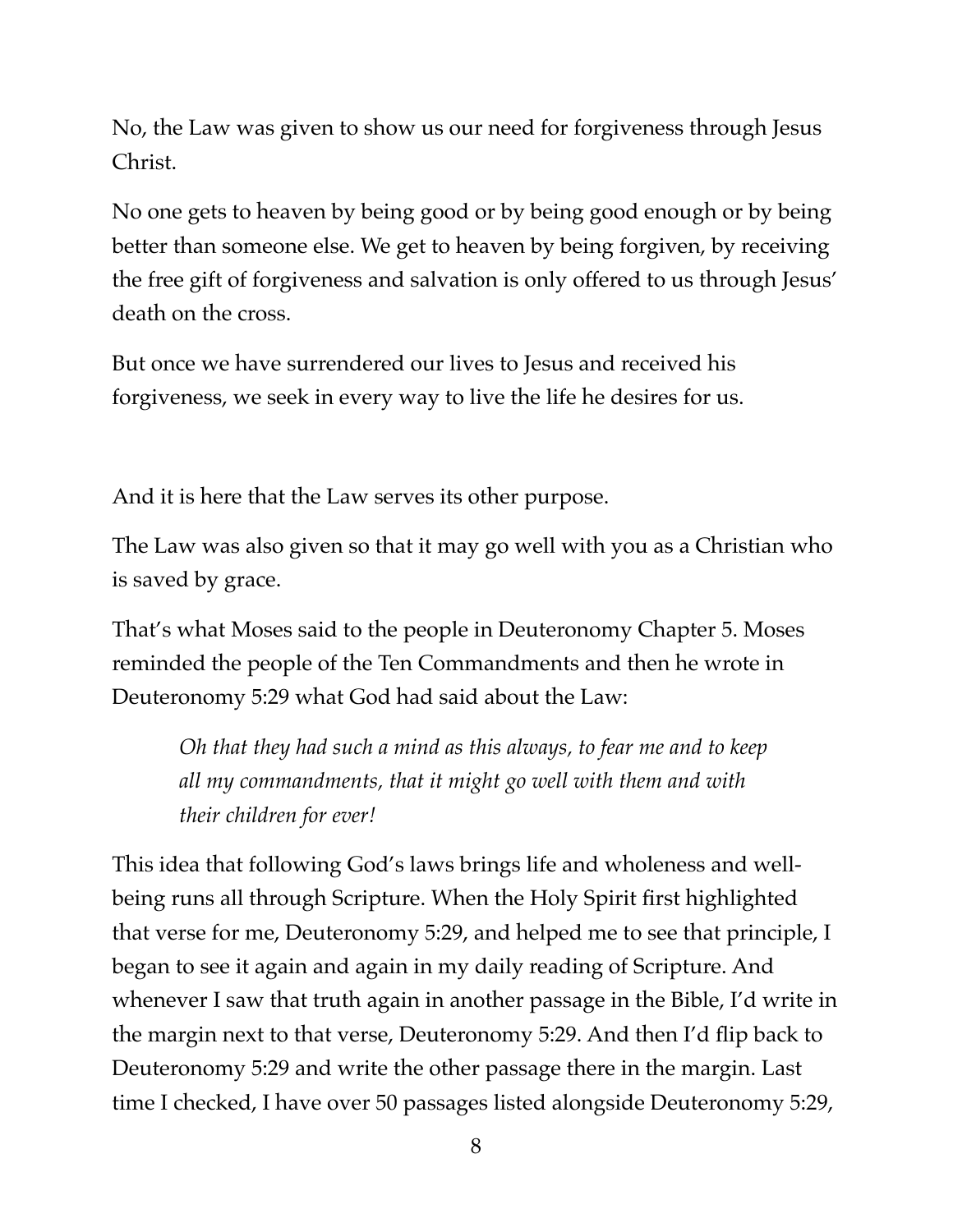No, the Law was given to show us our need for forgiveness through Jesus Christ.

No one gets to heaven by being good or by being good enough or by being better than someone else. We get to heaven by being forgiven, by receiving the free gift of forgiveness and salvation is only offered to us through Jesus' death on the cross.

But once we have surrendered our lives to Jesus and received his forgiveness, we seek in every way to live the life he desires for us.

And it is here that the Law serves its other purpose.

The Law was also given so that it may go well with you as a Christian who is saved by grace.

That's what Moses said to the people in Deuteronomy Chapter 5. Moses reminded the people of the Ten Commandments and then he wrote in Deuteronomy 5:29 what God had said about the Law:

> *Oh that they had such a mind as this always, to fear me and to keep all my commandments, that it might go well with them and with their children for ever!*

This idea that following God's laws brings life and wholeness and well-being runs all through Scripture. When the Holy Spirit first highlighted that verse for me, Deuteronomy 5:29, and helped me to see that principle, I began to see it again and again in my daily reading of Scripture. And whenever I saw that truth again in another passage in the Bible, I'd write in the margin next to that verse, Deuteronomy 5:29. And then I'd flip back to Deuteronomy 5:29 and write the other passage there in the margin. Last time I checked, I have over 50 passages listed alongside Deuteronomy 5:29,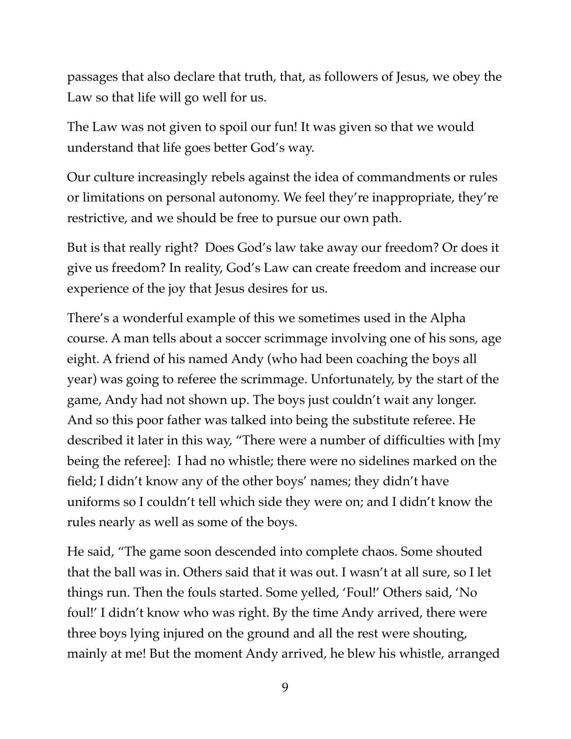passages that also declare that truth, that, as followers of Jesus, we obey the Law so that life will go well for us.

The Law was not given to spoil our fun! It was given so that we would understand that life goes better God's way.

Our culture increasingly rebels against the idea of commandments or rules or limitations on personal autonomy. We feel they're inappropriate, they're restrictive, and we should be free to pursue our own path.

But is that really right? Does God's law take away our freedom? Or does it give us freedom? In reality, God's Law can create freedom and increase our experience of the joy that Jesus desires for us.

There's a wonderful example of this we sometimes used in the Alpha course. A man tells about a soccer scrimmage involving one of his sons, age eight. A friend of his named Andy (who had been coaching the boys all year) was going to referee the scrimmage. Unfortunately, by the start of the game, Andy had not shown up. The boys just couldn't wait any longer. And so this poor father was talked into being the substitute referee. He described it later in this way, "There were a number of difficulties with [my being the referee]: I had no whistle; there were no sidelines marked on the field; I didn't know any of the other boys' names; they didn't have uniforms so I couldn't tell which side they were on; and I didn't know the rules nearly as well as some of the boys.

He said, "The game soon descended into complete chaos. Some shouted that the ball was in. Others said that it was out. I wasn't at all sure, so I let things run. Then the fouls started. Some yelled, 'Foul!' Others said, 'No foul!' I didn't know who was right. By the time Andy arrived, there were three boys lying injured on the ground and all the rest were shouting, mainly at me! But the moment Andy arrived, he blew his whistle, arranged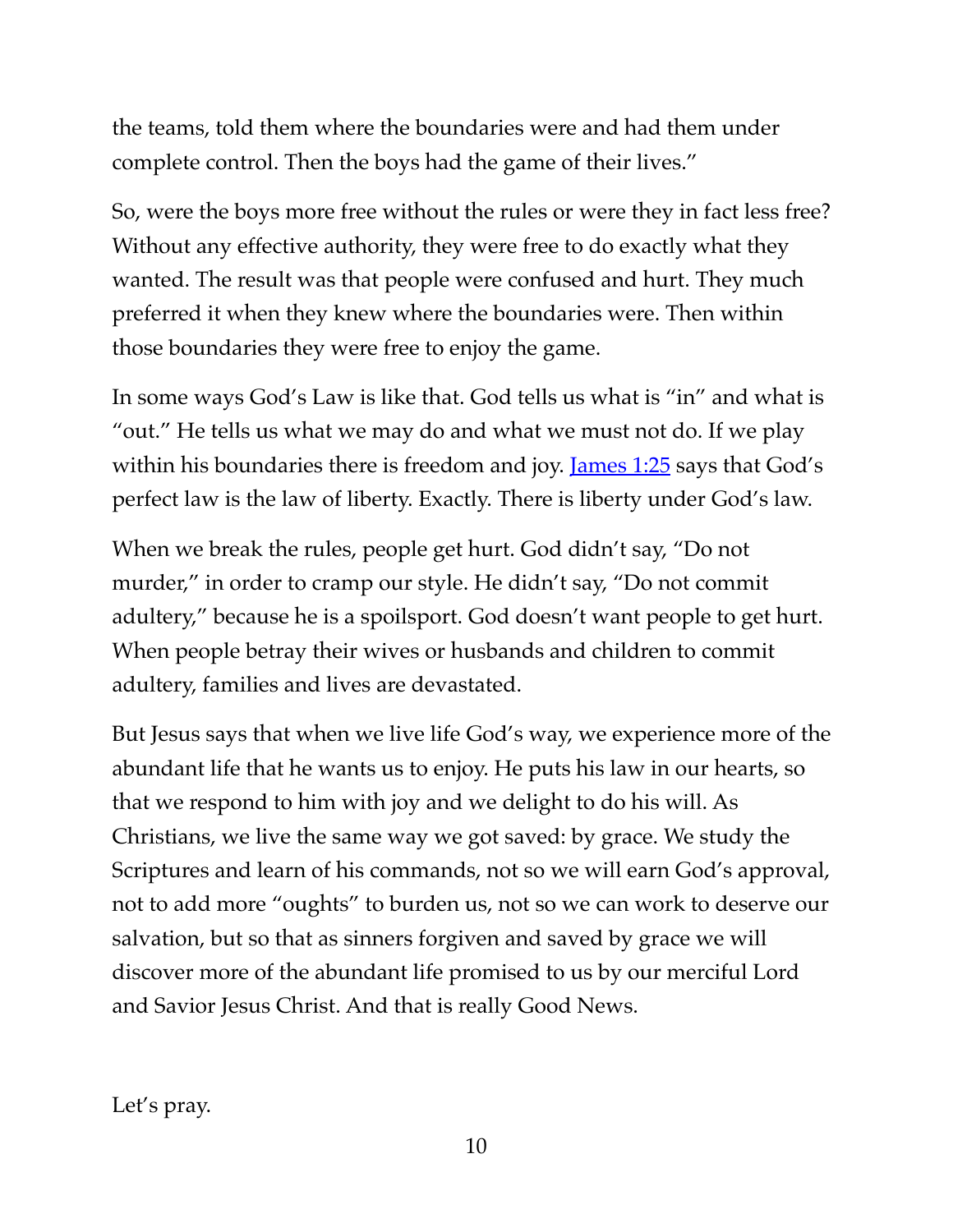the teams, told them where the boundaries were and had them under complete control. Then the boys had the game of their lives."

So, were the boys more free without the rules or were they in fact less free? Without any effective authority, they were free to do exactly what they wanted. The result was that people were confused and hurt. They much preferred it when they knew where the boundaries were. Then within those boundaries they were free to enjoy the game.

In some ways God's Law is like that. God tells us what is "in" and what is "out." He tells us what we may do and what we must not do. If we play within his boundaries there is freedom and joy. James 1:25 says that God's perfect law is the law of liberty. Exactly. There is liberty under God's law.

When we break the rules, people get hurt. God didn't say, "Do not murder," in order to cramp our style. He didn't say, "Do not commit adultery," because he is a spoilsport. God doesn't want people to get hurt. When people betray their wives or husbands and children to commit adultery, families and lives are devastated.

But Jesus says that when we live life God's way, we experience more of the abundant life that he wants us to enjoy. He puts his law in our hearts, so that we respond to him with joy and we delight to do his will. As Christians, we live the same way we got saved: by grace. We study the Scriptures and learn of his commands, not so we will earn God's approval, not to add more "oughts" to burden us, not so we can work to deserve our salvation, but so that as sinners forgiven and saved by grace we will discover more of the abundant life promised to us by our merciful Lord and Savior Jesus Christ. And that is really Good News.

Let's pray.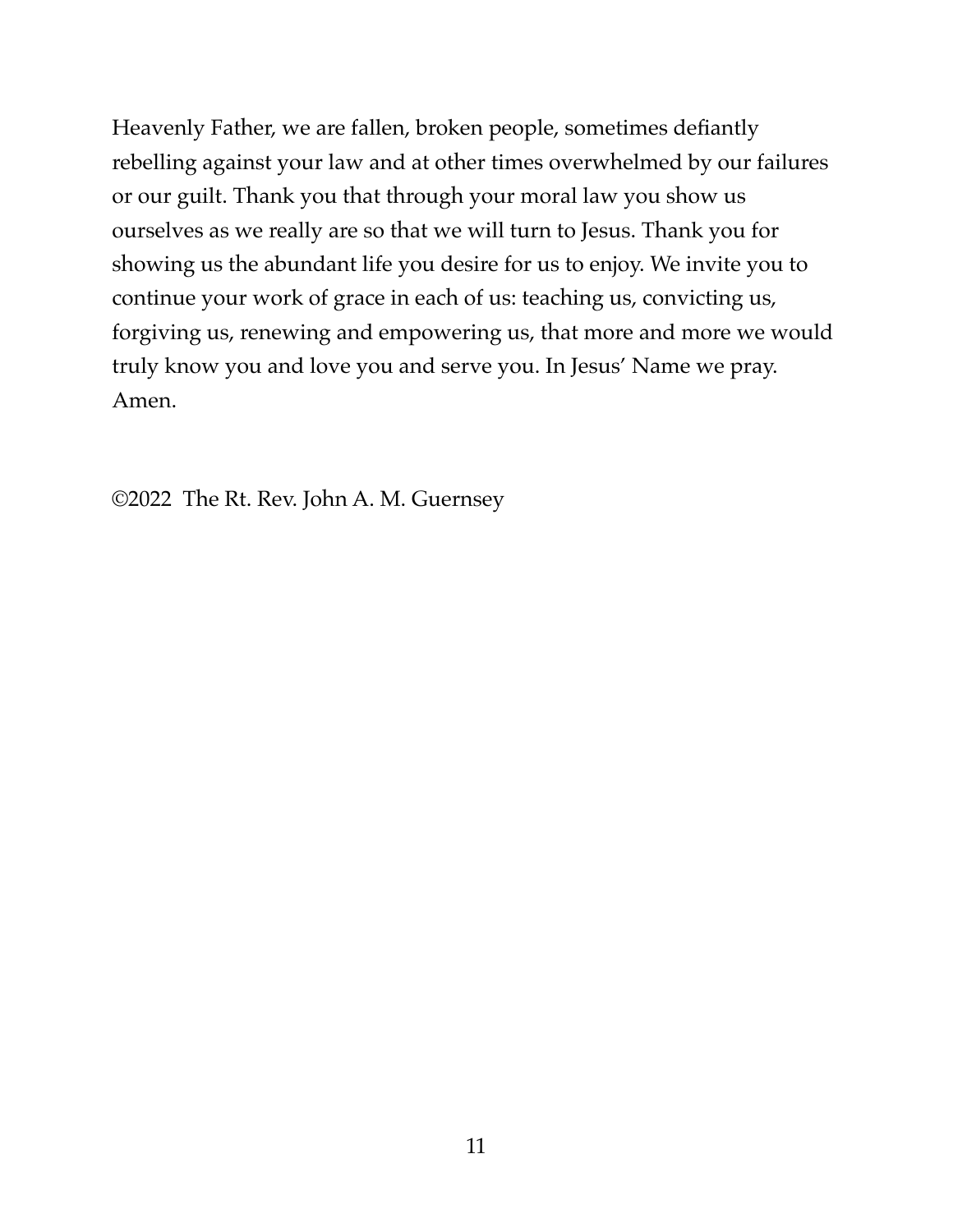Heavenly Father, we are fallen, broken people, sometimes defiantly rebelling against your law and at other times overwhelmed by our failures or our guilt. Thank you that through your moral law you show us ourselves as we really are so that we will turn to Jesus. Thank you for showing us the abundant life you desire for us to enjoy. We invite you to continue your work of grace in each of us: teaching us, convicting us, forgiving us, renewing and empowering us, that more and more we would truly know you and love you and serve you. In Jesus' Name we pray. Amen.

©2022 The Rt. Rev. John A. M. Guernsey